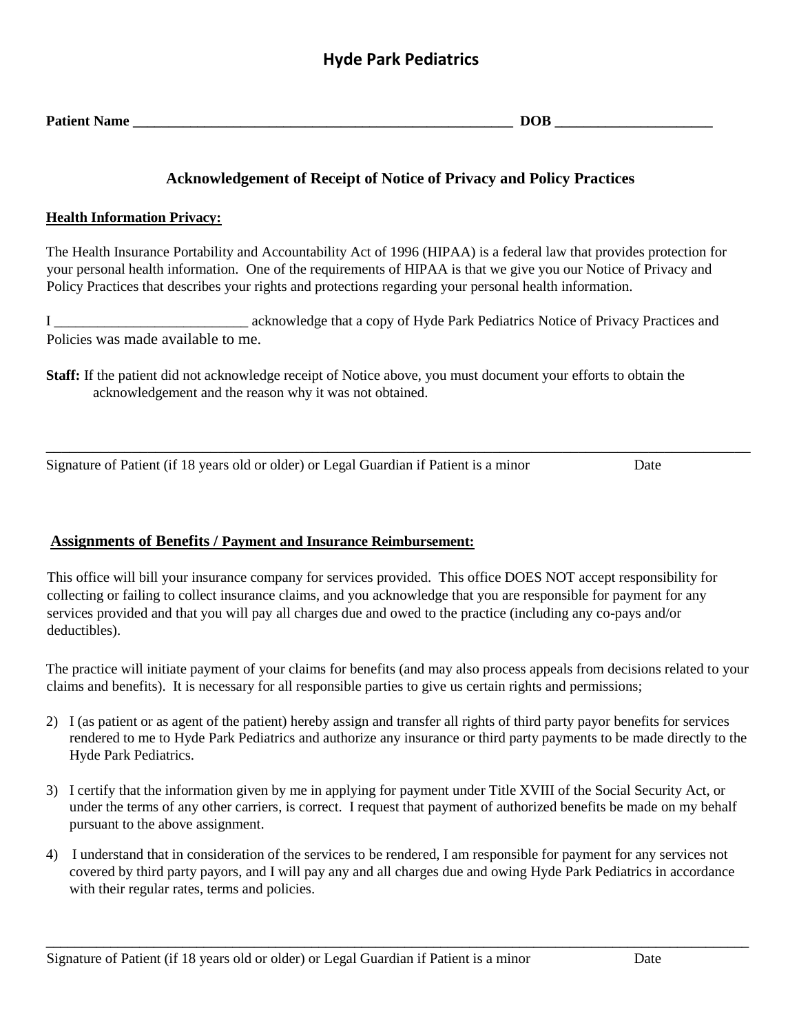# Hyde Park Pediatrics

**Patient Name** ________________________________________________________ **DOB** ______________________

## Acknowledgement of Receipt of Notice of Privacy and Policy Practices

**Health Information Privacy:**

The Health Insurance Portability and Accountability Act of 1996 (HIPAA) is a federal law that provides protection for your personal health information. One of the requirements of HIPAA is that we give you our Notice of Privacy and Policy Practices that describes your rights and protections regarding your personal health information.

I ___________________________ acknowledge that a copy of Hyde Park Pediatrics Notice of Privacy Practices and Policies was made available to me.

**Staff:** If the patient did not acknowledge receipt of Notice above, you must document your efforts to obtain the acknowledgement and the reason why it was not obtained.

_____________________________________________________________________________________________________

Signature of Patient (if 18 years old or older) or Legal Guardian if Patient is a minor Date

**Assignments of Benefits / Payment and Insurance Reimbursement:**

This office will bill your insurance company for services provided. This office DOES NOT accept responsibility for collecting or failing to collect insurance claims, and you acknowledge that you are responsible for payment for any services provided and that you will pay all charges due and owed to the practice (including any co-pays and/or deductibles).

The practice will initiate payment of your claims for benefits (and may also process appeals from decisions related to your claims and benefits). It is necessary for all responsible parties to give us certain rights and permissions;

2) I (as patient or as agent of the patient) hereby assign and transfer all rights of third party payor benefits for services rendered to me to Hyde Park Pediatrics and authorize any insurance or third party payments to be made directly to the Hyde Park Pediatrics.

3) I certify that the information given by me in applying for payment under Title XVIII of the Social Security Act, or under the terms of any other carriers, is correct. I request that payment of authorized benefits be made on my behalf pursuant to the above assignment.

4) I understand that in consideration of the services to be rendered, I am responsible for payment for any services not covered by third party payors, and I will pay any and all charges due and owing Hyde Park Pediatrics in accordance with their regular rates, terms and policies.

_____________________________________________________________________________________________________

Signature of Patient (if 18 years old or older) or Legal Guardian if Patient is a minor Date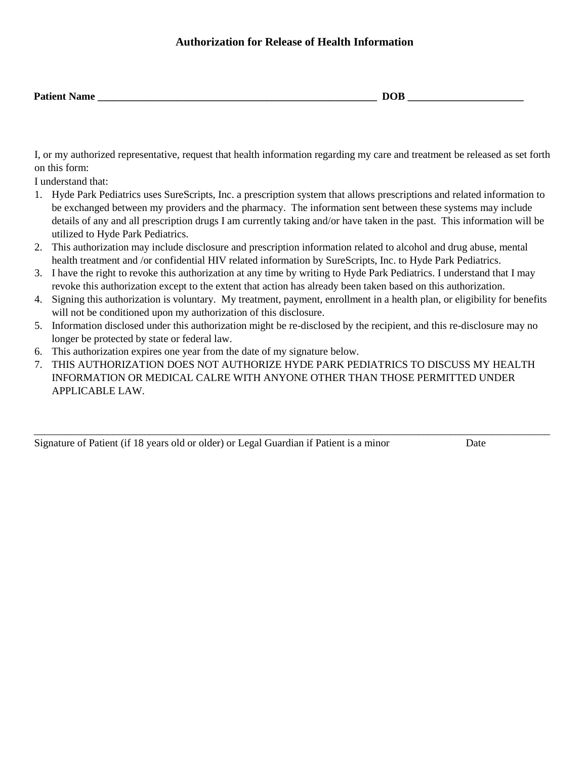# Authorization for Release of Health Information

**Patient Name \_\_\_\_\_\_\_\_\_\_\_\_\_\_\_\_\_\_\_\_\_\_\_\_\_\_\_\_\_\_\_\_\_\_\_\_\_\_\_\_\_\_\_\_\_\_\_\_\_\_\_\_\_\_ DOB \_\_\_\_\_\_\_\_\_\_\_\_\_\_\_\_\_\_\_\_\_\_**

I, or my authorized representative, request that health information regarding my care and treatment be released as set forth on this form:

I understand that:

1. Hyde Park Pediatrics uses SureScripts, Inc. a prescription system that allows prescriptions and related information to be exchanged between my providers and the pharmacy. The information sent between these systems may include details of any and all prescription drugs I am currently taking and/or have taken in the past. This information will be utilized to Hyde Park Pediatrics.
2. This authorization may include disclosure and prescription information related to alcohol and drug abuse, mental health treatment and /or confidential HIV related information by SureScripts, Inc. to Hyde Park Pediatrics.
3. I have the right to revoke this authorization at any time by writing to Hyde Park Pediatrics. I understand that I may revoke this authorization except to the extent that action has already been taken based on this authorization.
4. Signing this authorization is voluntary. My treatment, payment, enrollment in a health plan, or eligibility for benefits will not be conditioned upon my authorization of this disclosure.
5. Information disclosed under this authorization might be re-disclosed by the recipient, and this re-disclosure may no longer be protected by state or federal law.
6. This authorization expires one year from the date of my signature below.
7. THIS AUTHORIZATION DOES NOT AUTHORIZE HYDE PARK PEDIATRICS TO DISCUSS MY HEALTH INFORMATION OR MEDICAL CALRE WITH ANYONE OTHER THAN THOSE PERMITTED UNDER APPLICABLE LAW.

\_\_\_\_\_\_\_\_\_\_\_\_\_\_\_\_\_\_\_\_\_\_\_\_\_\_\_\_\_\_\_\_\_\_\_\_\_\_\_\_\_\_\_\_\_\_\_\_\_\_\_\_\_\_\_\_\_\_\_\_\_\_\_\_\_\_\_\_\_\_\_\_\_\_\_\_\_\_\_\_\_\_\_\_\_\_\_\_

Signature of Patient (if 18 years old or older) or Legal Guardian if Patient is a minor Date